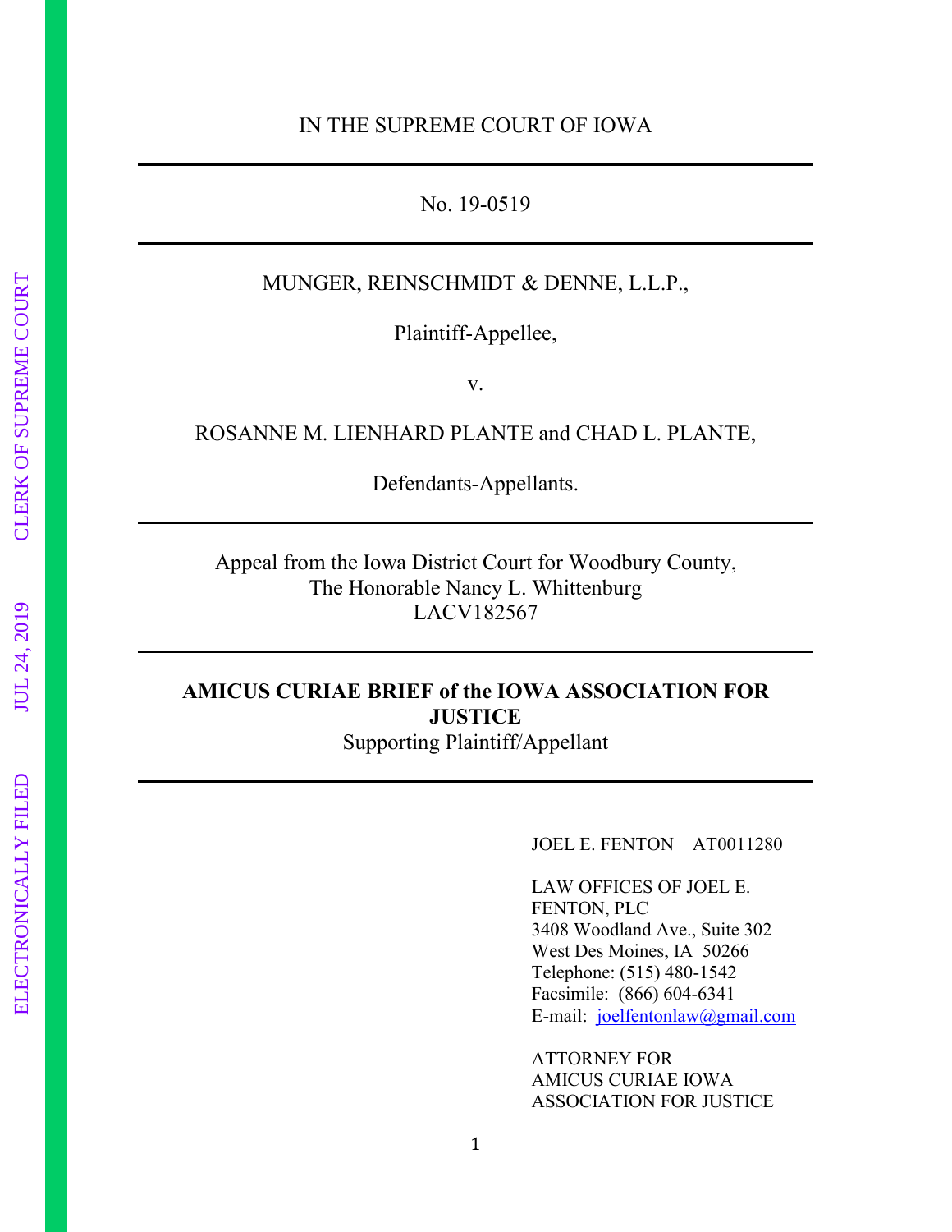IN THE SUPREME COURT OF IOWA

---

No. 19-0519

---

MUNGER, REINSCHMIDT & DENNE, L.L.P.,

Plaintiff-Appellee,

v.

ROSANNE M. LIENHARD PLANTE and CHAD L. PLANTE,

Defendants-Appellants.

---

Appeal from the Iowa District Court for Woodbury County,
The Honorable Nancy L. Whittenburg
LACV182567

---

**AMICUS CURIAE BRIEF of the IOWA ASSOCIATION FOR JUSTICE**
Supporting Plaintiff/Appellant

---

JOEL E. FENTON AT0011280

LAW OFFICES OF JOEL E. FENTON, PLC
3408 Woodland Ave., Suite 302
West Des Moines, IA 50266
Telephone: (515) 480-1542
Facsimile: (866) 604-6341
E-mail: joelfentonlaw@gmail.com

ATTORNEY FOR
AMICUS CURIAE IOWA ASSOCIATION FOR JUSTICE

ELECTRONICALLY FILED JUL 24, 2019 CLERK OF SUPREME COURT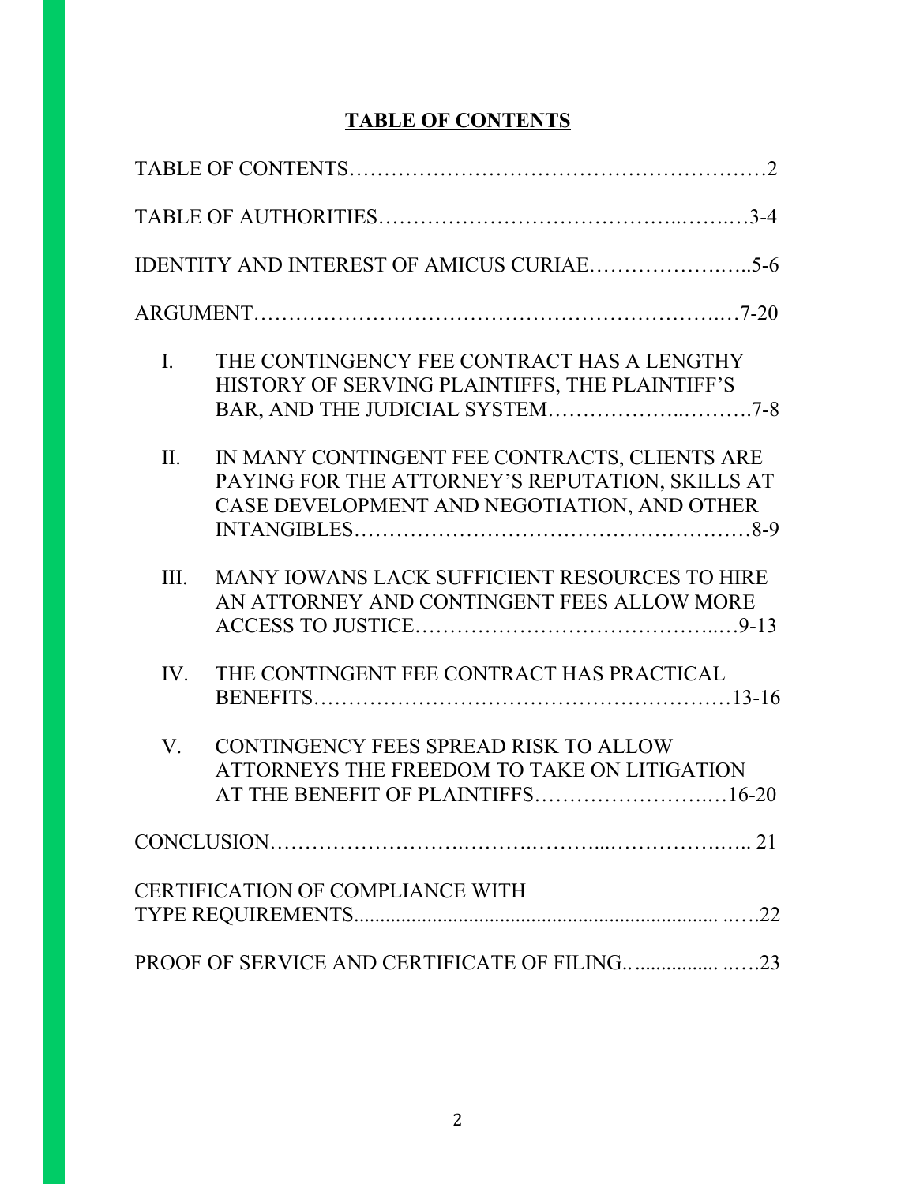# TABLE OF CONTENTS

TABLE OF CONTENTS…………………………………………………2

TABLE OF AUTHORITIES…………………………………..……3-4

IDENTITY AND INTEREST OF AMICUS CURIAE……………..…5-6

ARGUMENT……………………………………………………..…7-20

I. THE CONTINGENCY FEE CONTRACT HAS A LENGTHY HISTORY OF SERVING PLAINTIFFS, THE PLAINTIFF'S BAR, AND THE JUDICIAL SYSTEM………………..……….7-8

II. IN MANY CONTINGENT FEE CONTRACTS, CLIENTS ARE PAYING FOR THE ATTORNEY'S REPUTATION, SKILLS AT CASE DEVELOPMENT AND NEGOTIATION, AND OTHER INTANGIBLES………………………………………………8-9

III. MANY IOWANS LACK SUFFICIENT RESOURCES TO HIRE AN ATTORNEY AND CONTINGENT FEES ALLOW MORE ACCESS TO JUSTICE……………………………………..…9-13

IV. THE CONTINGENT FEE CONTRACT HAS PRACTICAL BENEFITS…………………………………………………13-16

V. CONTINGENCY FEES SPREAD RISK TO ALLOW ATTORNEYS THE FREEDOM TO TAKE ON LITIGATION AT THE BENEFIT OF PLAINTIFFS……………………..…16-20

CONCLUSION……………………..……..………...…………..….. 21

CERTIFICATION OF COMPLIANCE WITH TYPE REQUIREMENTS..................................................................... ..…22

PROOF OF SERVICE AND CERTIFICATE OF FILING.................. ..….23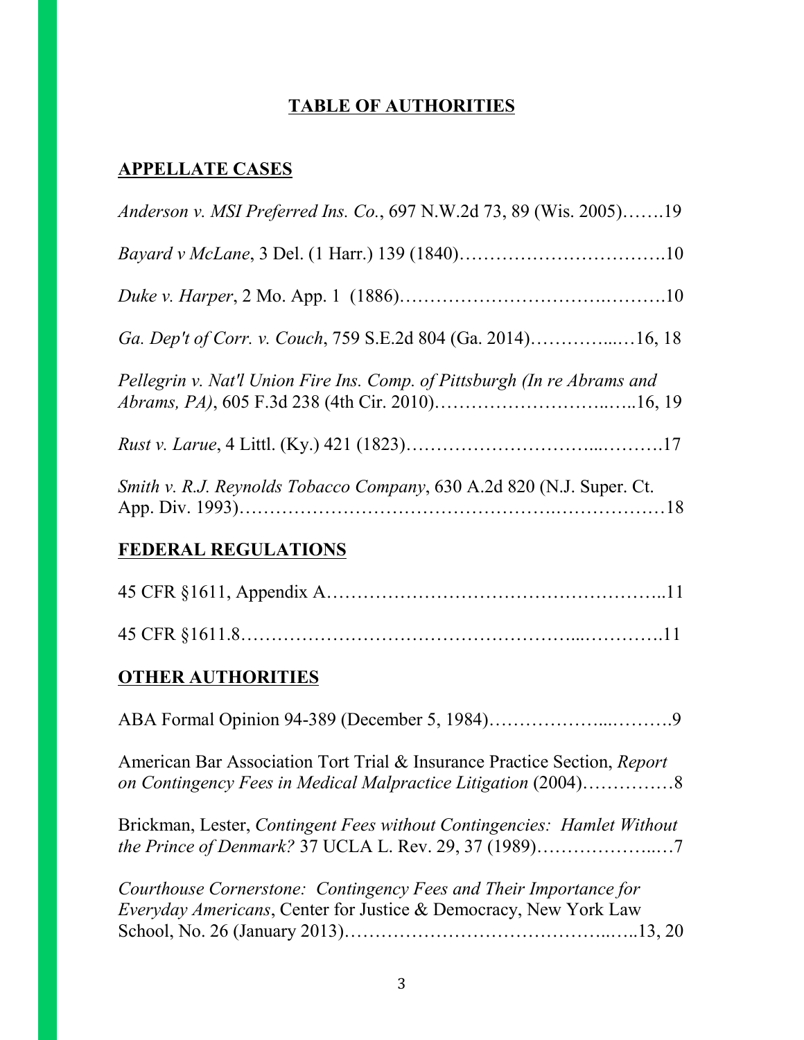# **TABLE OF AUTHORITIES**

## **APPELLATE CASES**

*Anderson v. MSI Preferred Ins. Co.*, 697 N.W.2d 73, 89 (Wis. 2005)…….19

*Bayard v McLane*, 3 Del. (1 Harr.) 139 (1840)…………………………….10

*Duke v. Harper*, 2 Mo. App. 1 (1886)……………………………….……….10

*Ga. Dep't of Corr. v. Couch*, 759 S.E.2d 804 (Ga. 2014)…………...…16, 18

*Pellegrin v. Nat'l Union Fire Ins. Comp. of Pittsburgh (In re Abrams and Abrams, PA)*, 605 F.3d 238 (4th Cir. 2010)…………………………..…..16, 19

*Rust v. Larue*, 4 Littl. (Ky.) 421 (1823)…………………………...……….17

*Smith v. R.J. Reynolds Tobacco Company*, 630 A.2d 820 (N.J. Super. Ct. App. Div. 1993)……………………………………….………………18

## **FEDERAL REGULATIONS**

45 CFR §1611, Appendix A……………………………………………..11

45 CFR §1611.8……………………………………………...………….11

## **OTHER AUTHORITIES**

ABA Formal Opinion 94-389 (December 5, 1984)………………...……….9

American Bar Association Tort Trial & Insurance Practice Section, *Report on Contingency Fees in Medical Malpractice Litigation* (2004)……………8

Brickman, Lester, *Contingent Fees without Contingencies: Hamlet Without the Prince of Denmark?* 37 UCLA L. Rev. 29, 37 (1989)………………..…7

*Courthouse Cornerstone: Contingency Fees and Their Importance for Everyday Americans*, Center for Justice & Democracy, New York Law School, No. 26 (January 2013)……………………………………..…..13, 20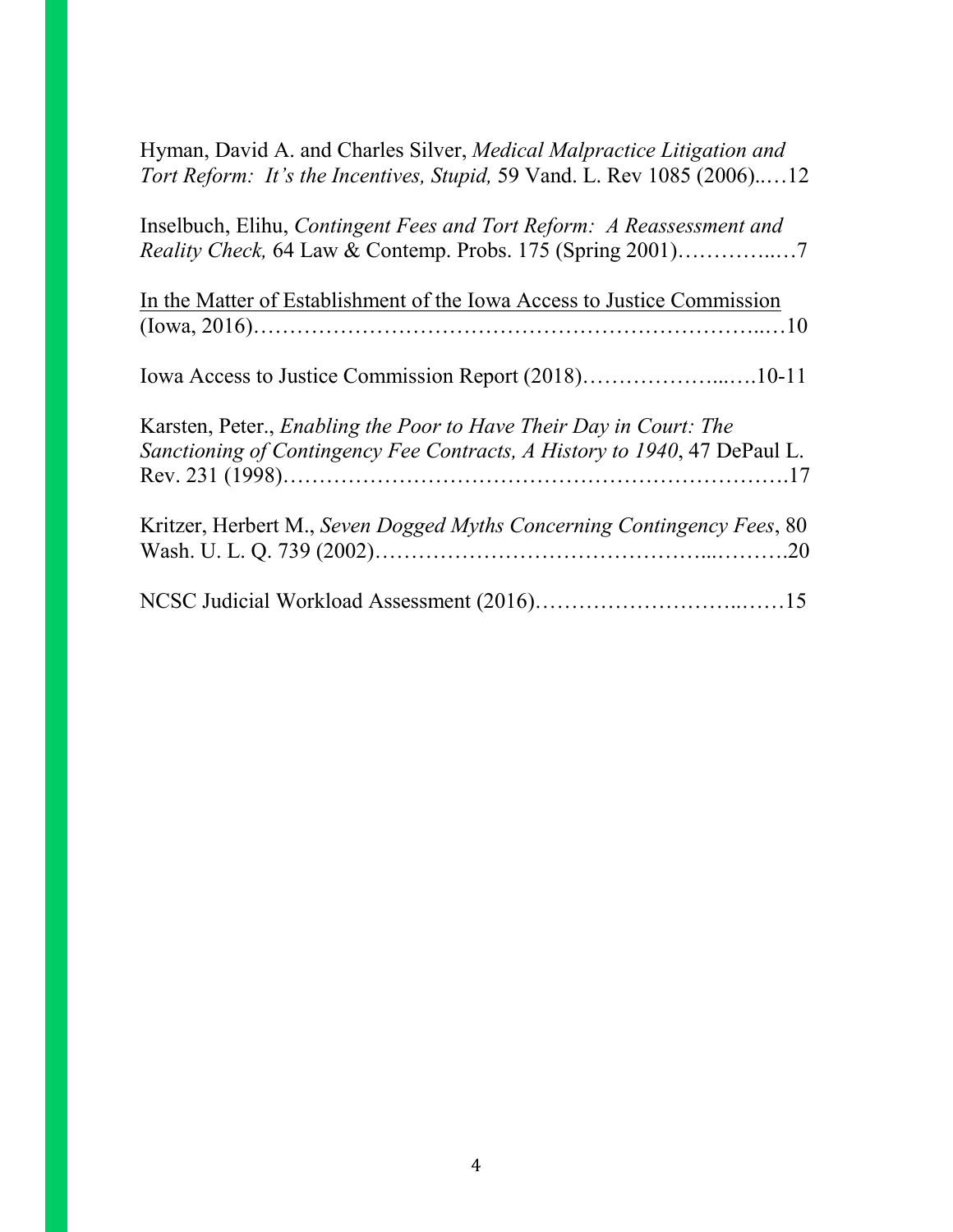Hyman, David A. and Charles Silver, *Medical Malpractice Litigation and Tort Reform: It's the Incentives, Stupid,* 59 Vand. L. Rev 1085 (2006)..…12

Inselbuch, Elihu, *Contingent Fees and Tort Reform: A Reassessment and Reality Check,* 64 Law & Contemp. Probs. 175 (Spring 2001)…………..…7

<u>In the Matter of Establishment of the Iowa Access to Justice Commission</u> (Iowa, 2016)……………………………………………………………..…10

Iowa Access to Justice Commission Report (2018)………………...….10-11

Karsten, Peter., *Enabling the Poor to Have Their Day in Court: The Sanctioning of Contingency Fee Contracts, A History to 1940*, 47 DePaul L. Rev. 231 (1998)…………………………………………………………….17

Kritzer, Herbert M., *Seven Dogged Myths Concerning Contingency Fees*, 80 Wash. U. L. Q. 739 (2002)……………………………………...……….20

NCSC Judicial Workload Assessment (2016)……………………..……15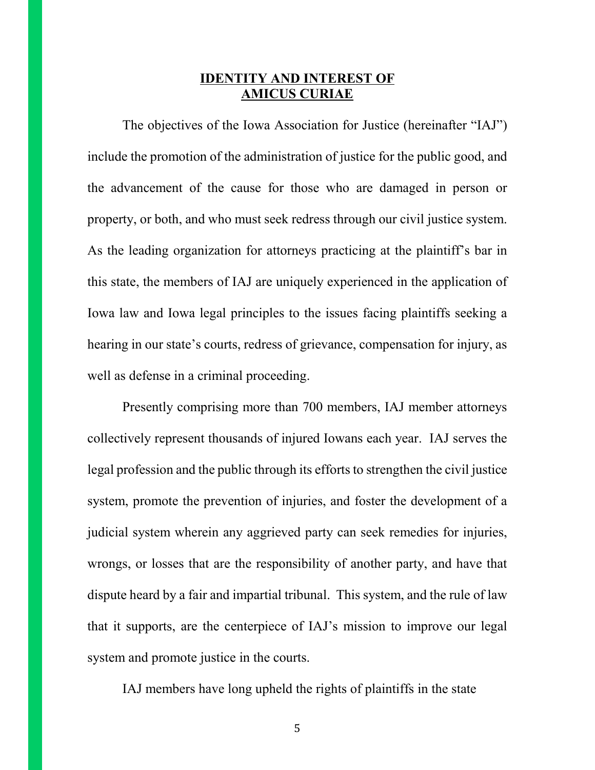# IDENTITY AND INTEREST OF AMICUS CURIAE

The objectives of the Iowa Association for Justice (hereinafter "IAJ") include the promotion of the administration of justice for the public good, and the advancement of the cause for those who are damaged in person or property, or both, and who must seek redress through our civil justice system. As the leading organization for attorneys practicing at the plaintiff's bar in this state, the members of IAJ are uniquely experienced in the application of Iowa law and Iowa legal principles to the issues facing plaintiffs seeking a hearing in our state's courts, redress of grievance, compensation for injury, as well as defense in a criminal proceeding.

Presently comprising more than 700 members, IAJ member attorneys collectively represent thousands of injured Iowans each year. IAJ serves the legal profession and the public through its efforts to strengthen the civil justice system, promote the prevention of injuries, and foster the development of a judicial system wherein any aggrieved party can seek remedies for injuries, wrongs, or losses that are the responsibility of another party, and have that dispute heard by a fair and impartial tribunal. This system, and the rule of law that it supports, are the centerpiece of IAJ's mission to improve our legal system and promote justice in the courts.

IAJ members have long upheld the rights of plaintiffs in the state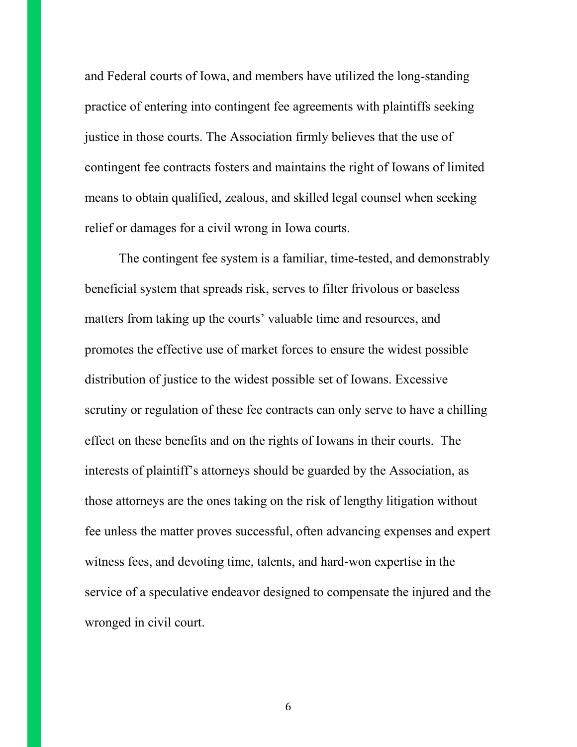and Federal courts of Iowa, and members have utilized the long-standing practice of entering into contingent fee agreements with plaintiffs seeking justice in those courts. The Association firmly believes that the use of contingent fee contracts fosters and maintains the right of Iowans of limited means to obtain qualified, zealous, and skilled legal counsel when seeking relief or damages for a civil wrong in Iowa courts.

The contingent fee system is a familiar, time-tested, and demonstrably beneficial system that spreads risk, serves to filter frivolous or baseless matters from taking up the courts' valuable time and resources, and promotes the effective use of market forces to ensure the widest possible distribution of justice to the widest possible set of Iowans. Excessive scrutiny or regulation of these fee contracts can only serve to have a chilling effect on these benefits and on the rights of Iowans in their courts. The interests of plaintiff's attorneys should be guarded by the Association, as those attorneys are the ones taking on the risk of lengthy litigation without fee unless the matter proves successful, often advancing expenses and expert witness fees, and devoting time, talents, and hard-won expertise in the service of a speculative endeavor designed to compensate the injured and the wronged in civil court.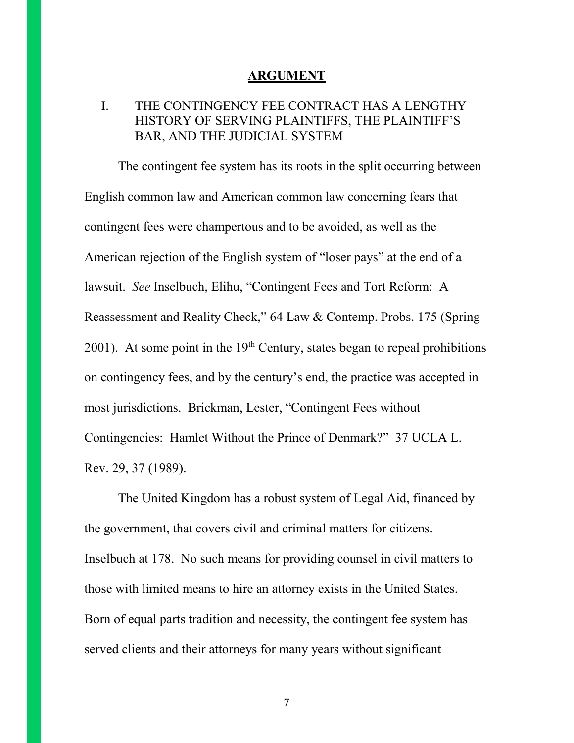## ARGUMENT

### I. THE CONTINGENCY FEE CONTRACT HAS A LENGTHY HISTORY OF SERVING PLAINTIFFS, THE PLAINTIFF'S BAR, AND THE JUDICIAL SYSTEM

The contingent fee system has its roots in the split occurring between English common law and American common law concerning fears that contingent fees were champertous and to be avoided, as well as the American rejection of the English system of "loser pays" at the end of a lawsuit. *See* Inselbuch, Elihu, "Contingent Fees and Tort Reform: A Reassessment and Reality Check," 64 Law & Contemp. Probs. 175 (Spring 2001). At some point in the 19th Century, states began to repeal prohibitions on contingency fees, and by the century's end, the practice was accepted in most jurisdictions. Brickman, Lester, "Contingent Fees without Contingencies: Hamlet Without the Prince of Denmark?" 37 UCLA L. Rev. 29, 37 (1989).

The United Kingdom has a robust system of Legal Aid, financed by the government, that covers civil and criminal matters for citizens. Inselbuch at 178. No such means for providing counsel in civil matters to those with limited means to hire an attorney exists in the United States. Born of equal parts tradition and necessity, the contingent fee system has served clients and their attorneys for many years without significant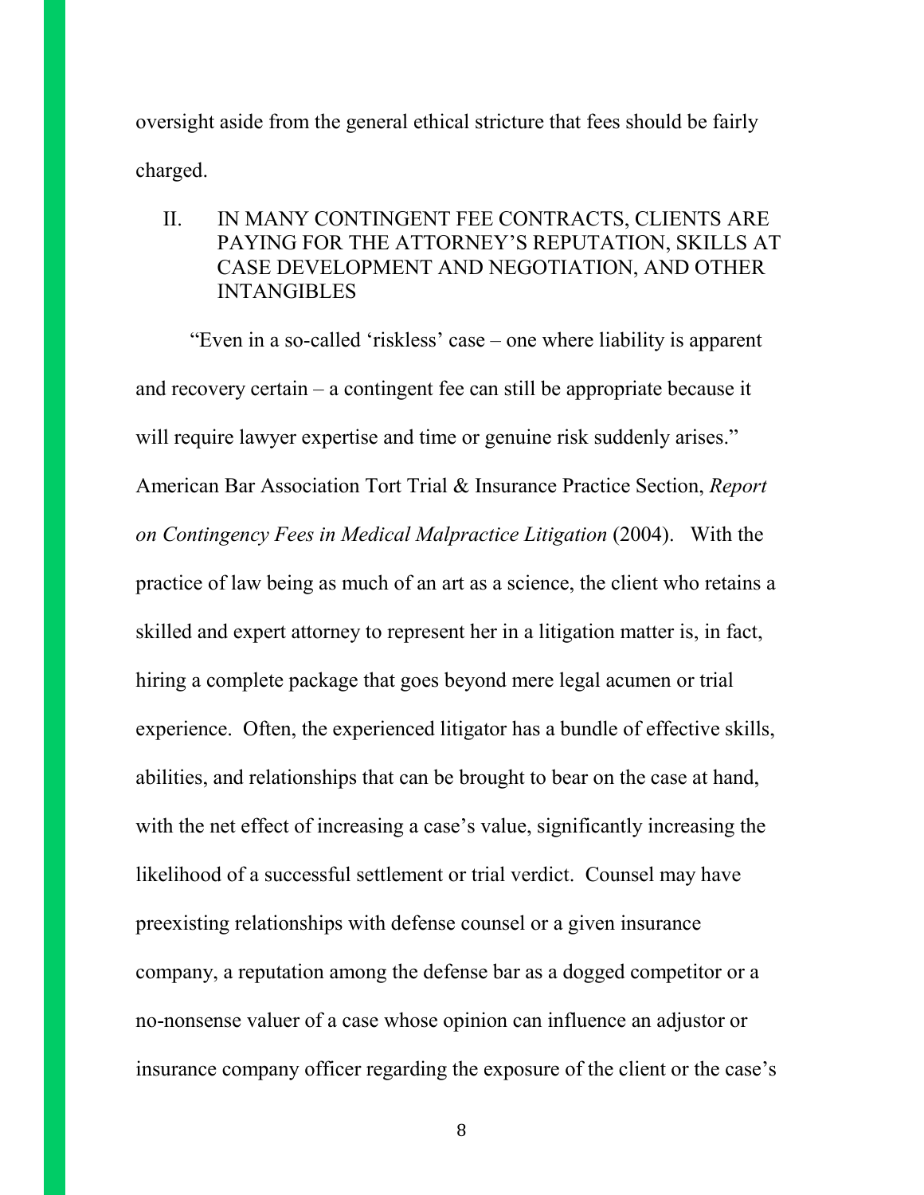oversight aside from the general ethical stricture that fees should be fairly charged.

## II. IN MANY CONTINGENT FEE CONTRACTS, CLIENTS ARE PAYING FOR THE ATTORNEY'S REPUTATION, SKILLS AT CASE DEVELOPMENT AND NEGOTIATION, AND OTHER INTANGIBLES

"Even in a so-called 'riskless' case – one where liability is apparent and recovery certain – a contingent fee can still be appropriate because it will require lawyer expertise and time or genuine risk suddenly arises." American Bar Association Tort Trial & Insurance Practice Section, *Report on Contingency Fees in Medical Malpractice Litigation* (2004). With the practice of law being as much of an art as a science, the client who retains a skilled and expert attorney to represent her in a litigation matter is, in fact, hiring a complete package that goes beyond mere legal acumen or trial experience. Often, the experienced litigator has a bundle of effective skills, abilities, and relationships that can be brought to bear on the case at hand, with the net effect of increasing a case's value, significantly increasing the likelihood of a successful settlement or trial verdict. Counsel may have preexisting relationships with defense counsel or a given insurance company, a reputation among the defense bar as a dogged competitor or a no-nonsense valuer of a case whose opinion can influence an adjustor or insurance company officer regarding the exposure of the client or the case's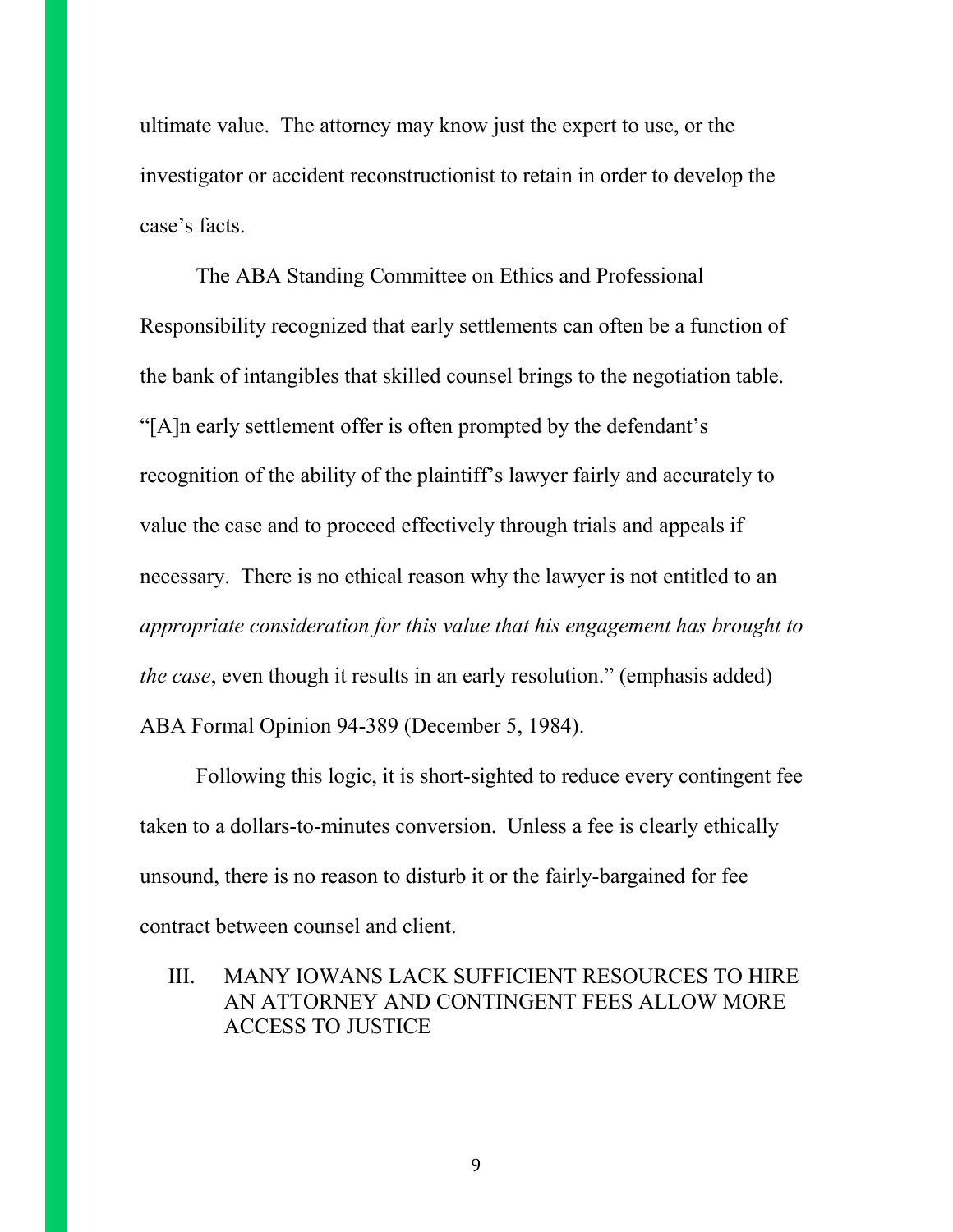ultimate value. The attorney may know just the expert to use, or the investigator or accident reconstructionist to retain in order to develop the case's facts.

The ABA Standing Committee on Ethics and Professional Responsibility recognized that early settlements can often be a function of the bank of intangibles that skilled counsel brings to the negotiation table. "[A]n early settlement offer is often prompted by the defendant's recognition of the ability of the plaintiff's lawyer fairly and accurately to value the case and to proceed effectively through trials and appeals if necessary. There is no ethical reason why the lawyer is not entitled to an *appropriate consideration for this value that his engagement has brought to the case*, even though it results in an early resolution." (emphasis added) ABA Formal Opinion 94-389 (December 5, 1984).

Following this logic, it is short-sighted to reduce every contingent fee taken to a dollars-to-minutes conversion. Unless a fee is clearly ethically unsound, there is no reason to disturb it or the fairly-bargained for fee contract between counsel and client.

## III. MANY IOWANS LACK SUFFICIENT RESOURCES TO HIRE AN ATTORNEY AND CONTINGENT FEES ALLOW MORE ACCESS TO JUSTICE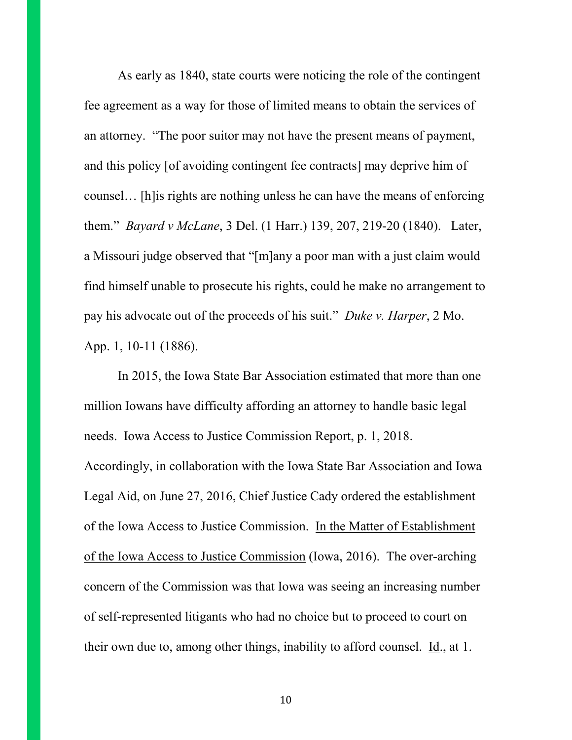As early as 1840, state courts were noticing the role of the contingent fee agreement as a way for those of limited means to obtain the services of an attorney. "The poor suitor may not have the present means of payment, and this policy [of avoiding contingent fee contracts] may deprive him of counsel… [h]is rights are nothing unless he can have the means of enforcing them." *Bayard v McLane*, 3 Del. (1 Harr.) 139, 207, 219-20 (1840). Later, a Missouri judge observed that "[m]any a poor man with a just claim would find himself unable to prosecute his rights, could he make no arrangement to pay his advocate out of the proceeds of his suit." *Duke v. Harper*, 2 Mo. App. 1, 10-11 (1886).

In 2015, the Iowa State Bar Association estimated that more than one million Iowans have difficulty affording an attorney to handle basic legal needs. Iowa Access to Justice Commission Report, p. 1, 2018. Accordingly, in collaboration with the Iowa State Bar Association and Iowa Legal Aid, on June 27, 2016, Chief Justice Cady ordered the establishment of the Iowa Access to Justice Commission. <u>In the Matter of Establishment of the Iowa Access to Justice Commission</u> (Iowa, 2016). The over-arching concern of the Commission was that Iowa was seeing an increasing number of self-represented litigants who had no choice but to proceed to court on their own due to, among other things, inability to afford counsel. <u>Id</u>., at 1.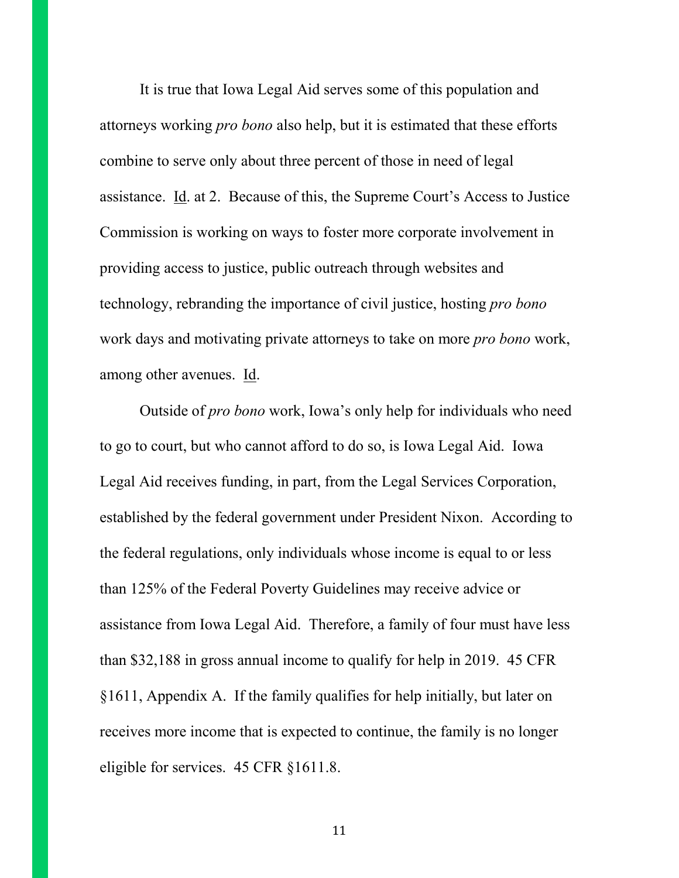It is true that Iowa Legal Aid serves some of this population and attorneys working *pro bono* also help, but it is estimated that these efforts combine to serve only about three percent of those in need of legal assistance. Id. at 2. Because of this, the Supreme Court's Access to Justice Commission is working on ways to foster more corporate involvement in providing access to justice, public outreach through websites and technology, rebranding the importance of civil justice, hosting *pro bono* work days and motivating private attorneys to take on more *pro bono* work, among other avenues. Id.

Outside of *pro bono* work, Iowa's only help for individuals who need to go to court, but who cannot afford to do so, is Iowa Legal Aid. Iowa Legal Aid receives funding, in part, from the Legal Services Corporation, established by the federal government under President Nixon. According to the federal regulations, only individuals whose income is equal to or less than 125% of the Federal Poverty Guidelines may receive advice or assistance from Iowa Legal Aid. Therefore, a family of four must have less than $32,188 in gross annual income to qualify for help in 2019. 45 CFR §1611, Appendix A. If the family qualifies for help initially, but later on receives more income that is expected to continue, the family is no longer eligible for services. 45 CFR §1611.8.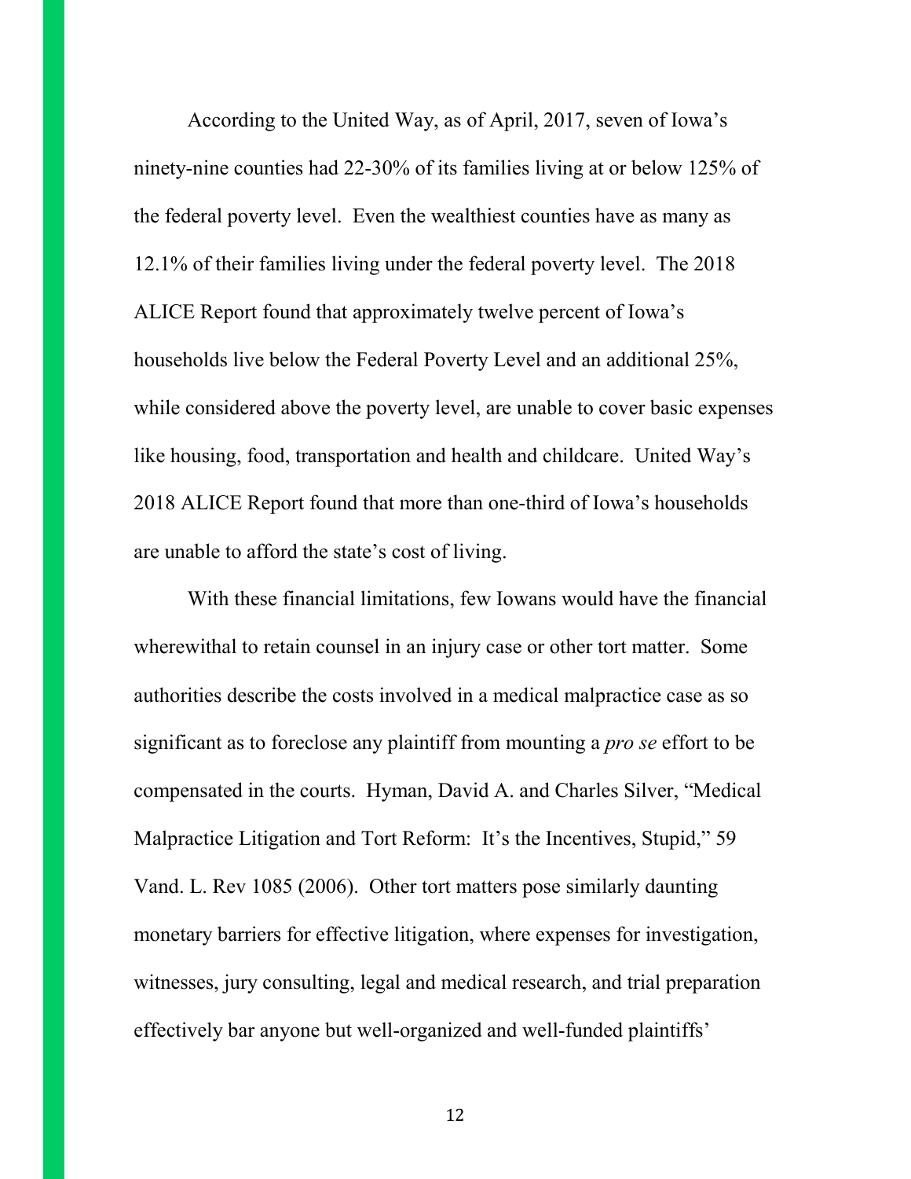According to the United Way, as of April, 2017, seven of Iowa's ninety-nine counties had 22-30% of its families living at or below 125% of the federal poverty level. Even the wealthiest counties have as many as 12.1% of their families living under the federal poverty level. The 2018 ALICE Report found that approximately twelve percent of Iowa's households live below the Federal Poverty Level and an additional 25%, while considered above the poverty level, are unable to cover basic expenses like housing, food, transportation and health and childcare. United Way's 2018 ALICE Report found that more than one-third of Iowa's households are unable to afford the state's cost of living.

With these financial limitations, few Iowans would have the financial wherewithal to retain counsel in an injury case or other tort matter. Some authorities describe the costs involved in a medical malpractice case as so significant as to foreclose any plaintiff from mounting a *pro se* effort to be compensated in the courts. Hyman, David A. and Charles Silver, "Medical Malpractice Litigation and Tort Reform: It's the Incentives, Stupid," 59 Vand. L. Rev 1085 (2006). Other tort matters pose similarly daunting monetary barriers for effective litigation, where expenses for investigation, witnesses, jury consulting, legal and medical research, and trial preparation effectively bar anyone but well-organized and well-funded plaintiffs'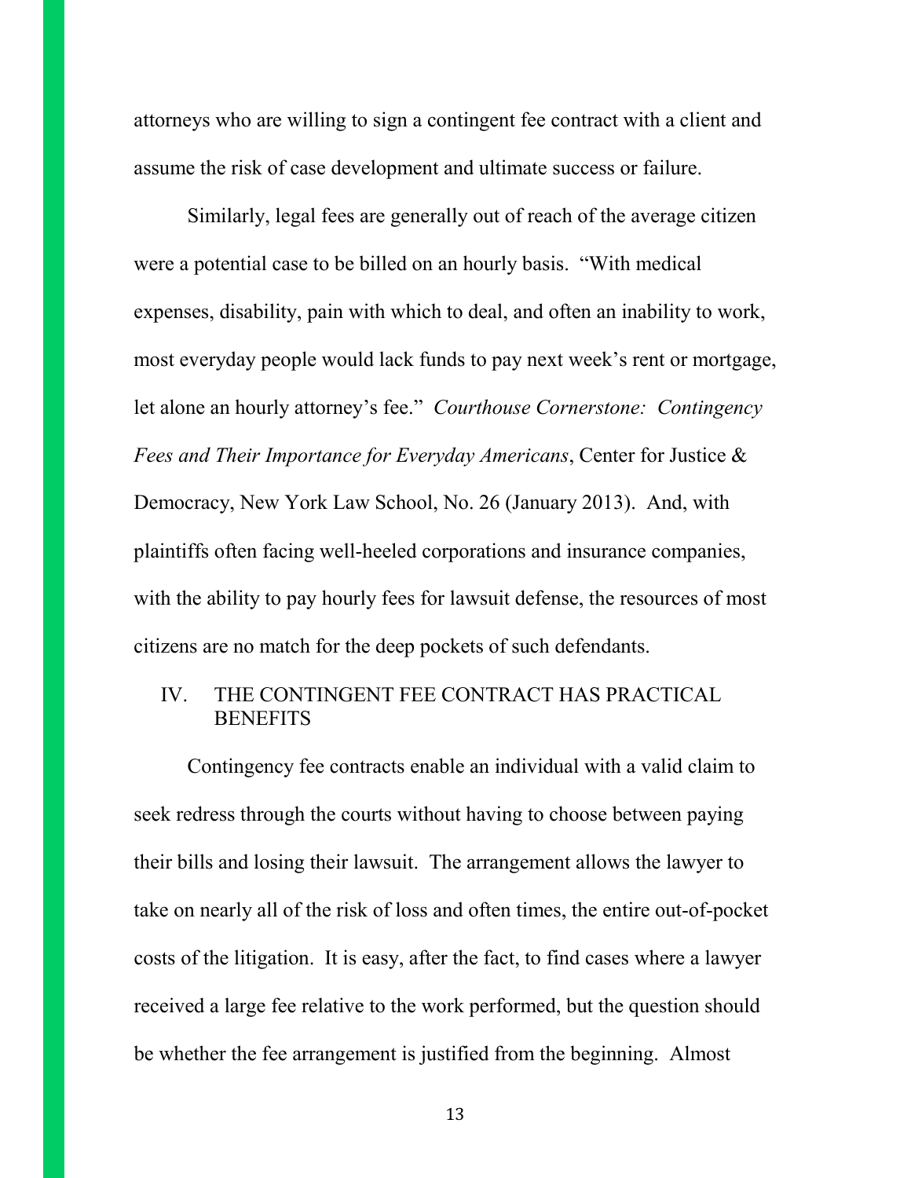attorneys who are willing to sign a contingent fee contract with a client and assume the risk of case development and ultimate success or failure.

Similarly, legal fees are generally out of reach of the average citizen were a potential case to be billed on an hourly basis. "With medical expenses, disability, pain with which to deal, and often an inability to work, most everyday people would lack funds to pay next week's rent or mortgage, let alone an hourly attorney's fee." *Courthouse Cornerstone: Contingency Fees and Their Importance for Everyday Americans*, Center for Justice & Democracy, New York Law School, No. 26 (January 2013). And, with plaintiffs often facing well-heeled corporations and insurance companies, with the ability to pay hourly fees for lawsuit defense, the resources of most citizens are no match for the deep pockets of such defendants.

## IV. THE CONTINGENT FEE CONTRACT HAS PRACTICAL BENEFITS

Contingency fee contracts enable an individual with a valid claim to seek redress through the courts without having to choose between paying their bills and losing their lawsuit. The arrangement allows the lawyer to take on nearly all of the risk of loss and often times, the entire out-of-pocket costs of the litigation. It is easy, after the fact, to find cases where a lawyer received a large fee relative to the work performed, but the question should be whether the fee arrangement is justified from the beginning. Almost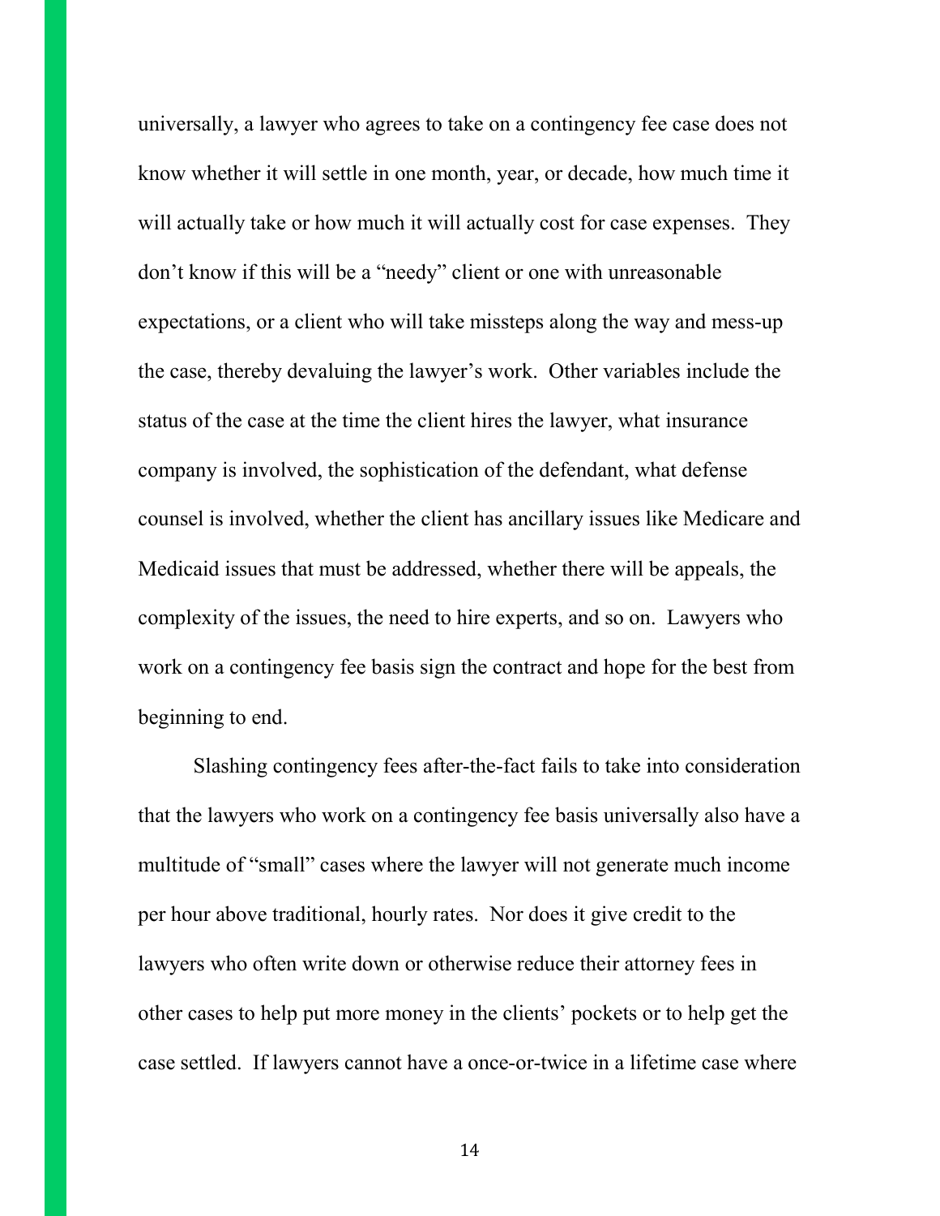universally, a lawyer who agrees to take on a contingency fee case does not know whether it will settle in one month, year, or decade, how much time it will actually take or how much it will actually cost for case expenses. They don't know if this will be a "needy" client or one with unreasonable expectations, or a client who will take missteps along the way and mess-up the case, thereby devaluing the lawyer's work. Other variables include the status of the case at the time the client hires the lawyer, what insurance company is involved, the sophistication of the defendant, what defense counsel is involved, whether the client has ancillary issues like Medicare and Medicaid issues that must be addressed, whether there will be appeals, the complexity of the issues, the need to hire experts, and so on. Lawyers who work on a contingency fee basis sign the contract and hope for the best from beginning to end.

Slashing contingency fees after-the-fact fails to take into consideration that the lawyers who work on a contingency fee basis universally also have a multitude of "small" cases where the lawyer will not generate much income per hour above traditional, hourly rates. Nor does it give credit to the lawyers who often write down or otherwise reduce their attorney fees in other cases to help put more money in the clients' pockets or to help get the case settled. If lawyers cannot have a once-or-twice in a lifetime case where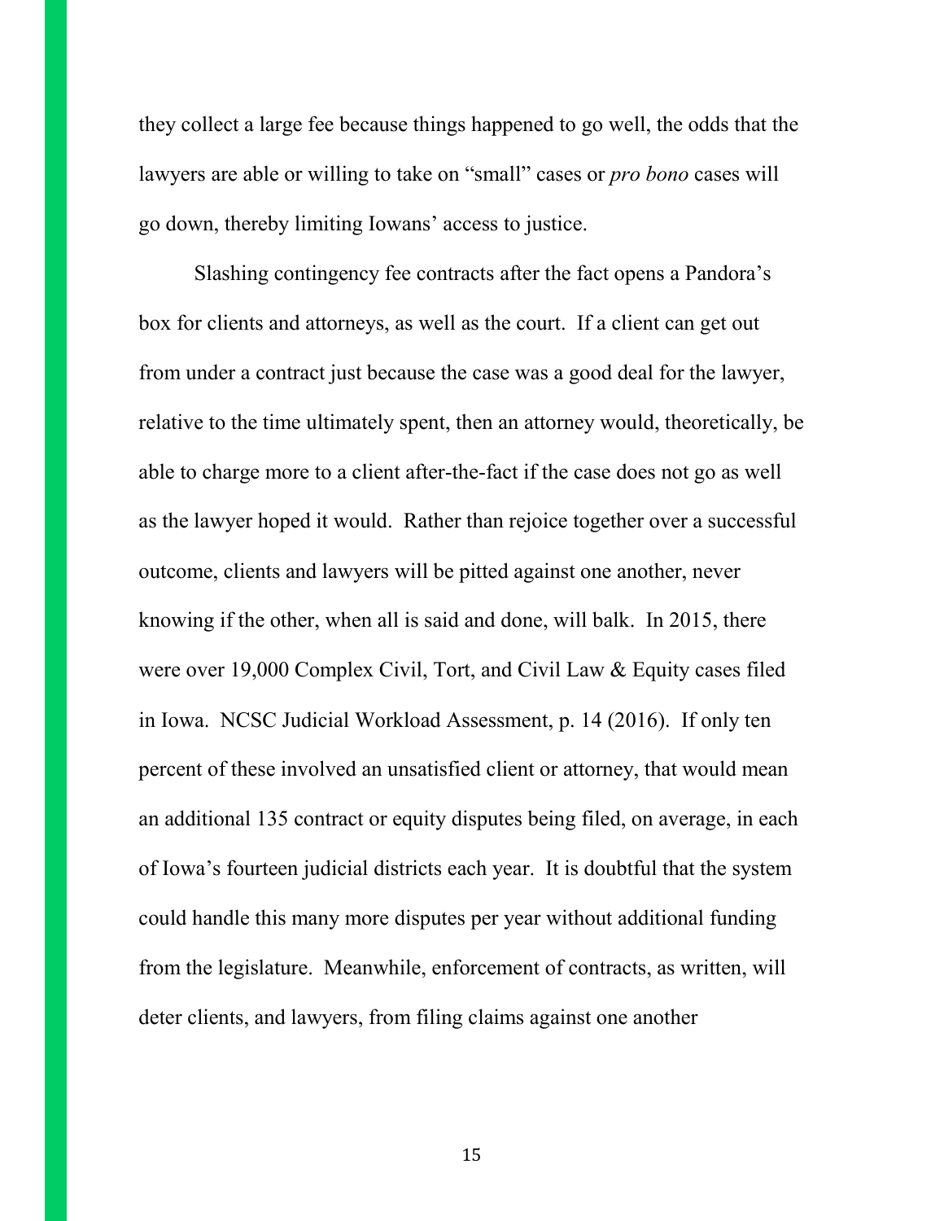they collect a large fee because things happened to go well, the odds that the lawyers are able or willing to take on "small" cases or *pro bono* cases will go down, thereby limiting Iowans' access to justice.

Slashing contingency fee contracts after the fact opens a Pandora's box for clients and attorneys, as well as the court. If a client can get out from under a contract just because the case was a good deal for the lawyer, relative to the time ultimately spent, then an attorney would, theoretically, be able to charge more to a client after-the-fact if the case does not go as well as the lawyer hoped it would. Rather than rejoice together over a successful outcome, clients and lawyers will be pitted against one another, never knowing if the other, when all is said and done, will balk. In 2015, there were over 19,000 Complex Civil, Tort, and Civil Law & Equity cases filed in Iowa. NCSC Judicial Workload Assessment, p. 14 (2016). If only ten percent of these involved an unsatisfied client or attorney, that would mean an additional 135 contract or equity disputes being filed, on average, in each of Iowa's fourteen judicial districts each year. It is doubtful that the system could handle this many more disputes per year without additional funding from the legislature. Meanwhile, enforcement of contracts, as written, will deter clients, and lawyers, from filing claims against one another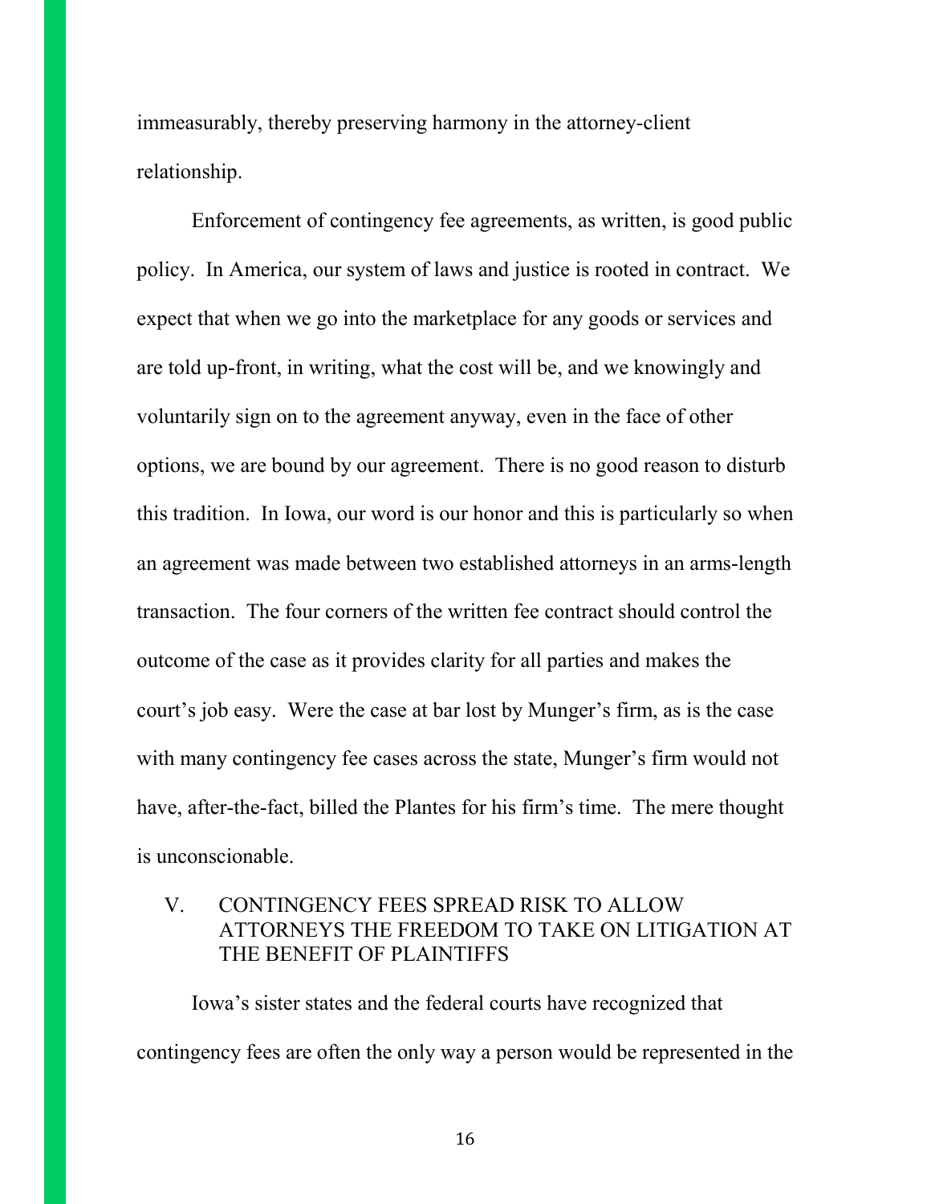immeasurably, thereby preserving harmony in the attorney-client relationship.

Enforcement of contingency fee agreements, as written, is good public policy. In America, our system of laws and justice is rooted in contract. We expect that when we go into the marketplace for any goods or services and are told up-front, in writing, what the cost will be, and we knowingly and voluntarily sign on to the agreement anyway, even in the face of other options, we are bound by our agreement. There is no good reason to disturb this tradition. In Iowa, our word is our honor and this is particularly so when an agreement was made between two established attorneys in an arms-length transaction. The four corners of the written fee contract should control the outcome of the case as it provides clarity for all parties and makes the court's job easy. Were the case at bar lost by Munger's firm, as is the case with many contingency fee cases across the state, Munger's firm would not have, after-the-fact, billed the Plantes for his firm's time. The mere thought is unconscionable.

## V. CONTINGENCY FEES SPREAD RISK TO ALLOW ATTORNEYS THE FREEDOM TO TAKE ON LITIGATION AT THE BENEFIT OF PLAINTIFFS

Iowa's sister states and the federal courts have recognized that contingency fees are often the only way a person would be represented in the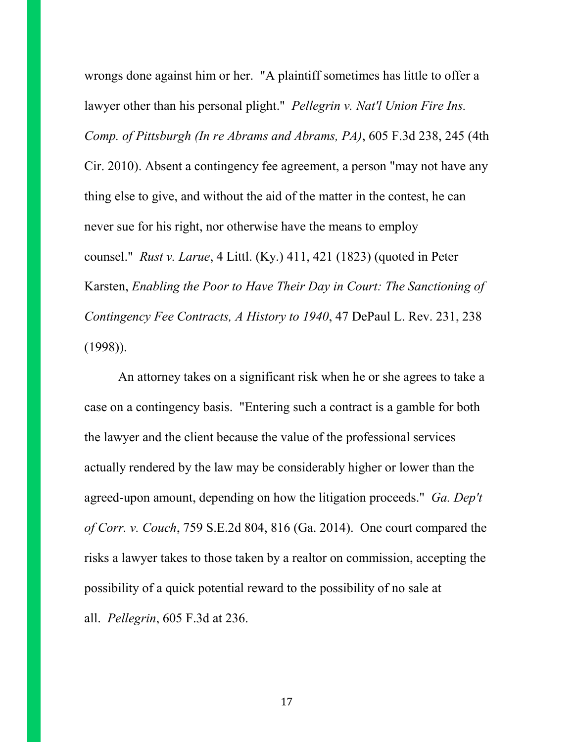wrongs done against him or her. "A plaintiff sometimes has little to offer a lawyer other than his personal plight." *Pellegrin v. Nat'l Union Fire Ins. Comp. of Pittsburgh (In re Abrams and Abrams, PA)*, 605 F.3d 238, 245 (4th Cir. 2010). Absent a contingency fee agreement, a person "may not have any thing else to give, and without the aid of the matter in the contest, he can never sue for his right, nor otherwise have the means to employ counsel." *Rust v. Larue*, 4 Littl. (Ky.) 411, 421 (1823) (quoted in Peter Karsten, *Enabling the Poor to Have Their Day in Court: The Sanctioning of Contingency Fee Contracts, A History to 1940*, 47 DePaul L. Rev. 231, 238 (1998)).

An attorney takes on a significant risk when he or she agrees to take a case on a contingency basis. "Entering such a contract is a gamble for both the lawyer and the client because the value of the professional services actually rendered by the law may be considerably higher or lower than the agreed-upon amount, depending on how the litigation proceeds." *Ga. Dep't of Corr. v. Couch*, 759 S.E.2d 804, 816 (Ga. 2014). One court compared the risks a lawyer takes to those taken by a realtor on commission, accepting the possibility of a quick potential reward to the possibility of no sale at all. *Pellegrin*, 605 F.3d at 236.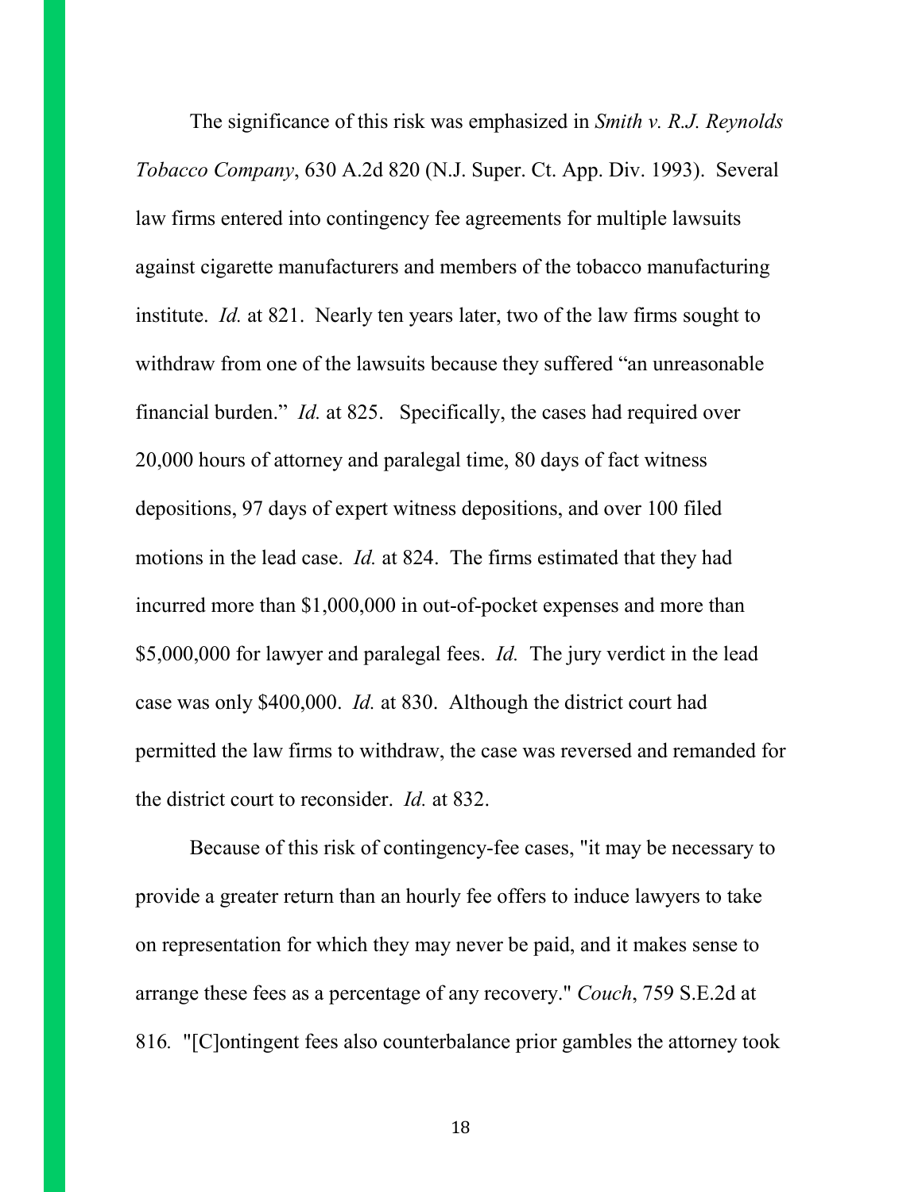The significance of this risk was emphasized in *Smith v. R.J. Reynolds Tobacco Company*, 630 A.2d 820 (N.J. Super. Ct. App. Div. 1993). Several law firms entered into contingency fee agreements for multiple lawsuits against cigarette manufacturers and members of the tobacco manufacturing institute. *Id.* at 821. Nearly ten years later, two of the law firms sought to withdraw from one of the lawsuits because they suffered "an unreasonable financial burden." *Id.* at 825. Specifically, the cases had required over 20,000 hours of attorney and paralegal time, 80 days of fact witness depositions, 97 days of expert witness depositions, and over 100 filed motions in the lead case. *Id.* at 824. The firms estimated that they had incurred more than $1,000,000 in out-of-pocket expenses and more than $5,000,000 for lawyer and paralegal fees. *Id.* The jury verdict in the lead case was only $400,000. *Id.* at 830. Although the district court had permitted the law firms to withdraw, the case was reversed and remanded for the district court to reconsider. *Id.* at 832.

Because of this risk of contingency-fee cases, "it may be necessary to provide a greater return than an hourly fee offers to induce lawyers to take on representation for which they may never be paid, and it makes sense to arrange these fees as a percentage of any recovery." *Couch*, 759 S.E.2d at 816. "[C]ontingent fees also counterbalance prior gambles the attorney took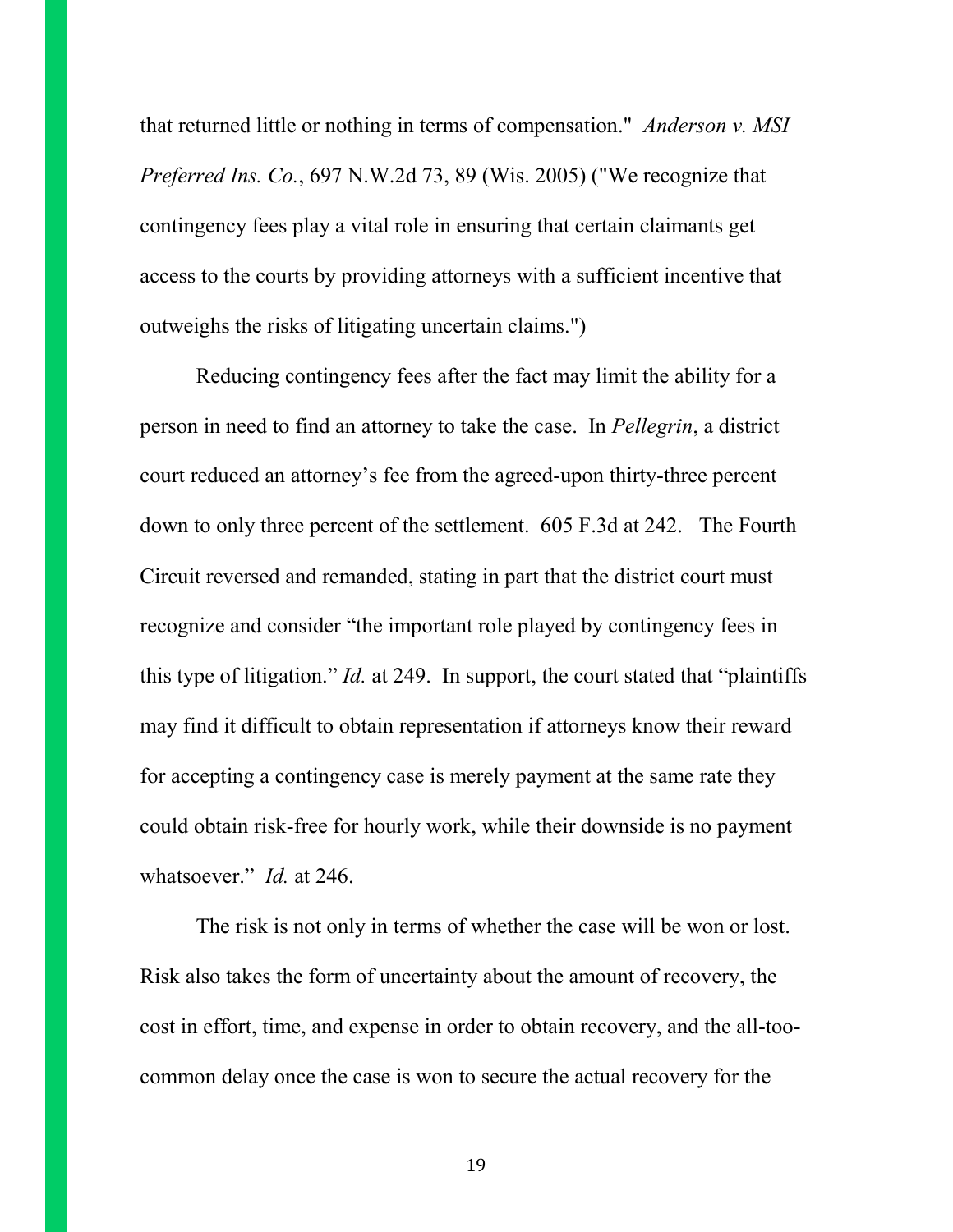that returned little or nothing in terms of compensation." *Anderson v. MSI Preferred Ins. Co.*, 697 N.W.2d 73, 89 (Wis. 2005) ("We recognize that contingency fees play a vital role in ensuring that certain claimants get access to the courts by providing attorneys with a sufficient incentive that outweighs the risks of litigating uncertain claims.")

Reducing contingency fees after the fact may limit the ability for a person in need to find an attorney to take the case. In *Pellegrin*, a district court reduced an attorney's fee from the agreed-upon thirty-three percent down to only three percent of the settlement. 605 F.3d at 242. The Fourth Circuit reversed and remanded, stating in part that the district court must recognize and consider "the important role played by contingency fees in this type of litigation." *Id.* at 249. In support, the court stated that "plaintiffs may find it difficult to obtain representation if attorneys know their reward for accepting a contingency case is merely payment at the same rate they could obtain risk-free for hourly work, while their downside is no payment whatsoever." *Id.* at 246.

The risk is not only in terms of whether the case will be won or lost. Risk also takes the form of uncertainty about the amount of recovery, the cost in effort, time, and expense in order to obtain recovery, and the all-too-common delay once the case is won to secure the actual recovery for the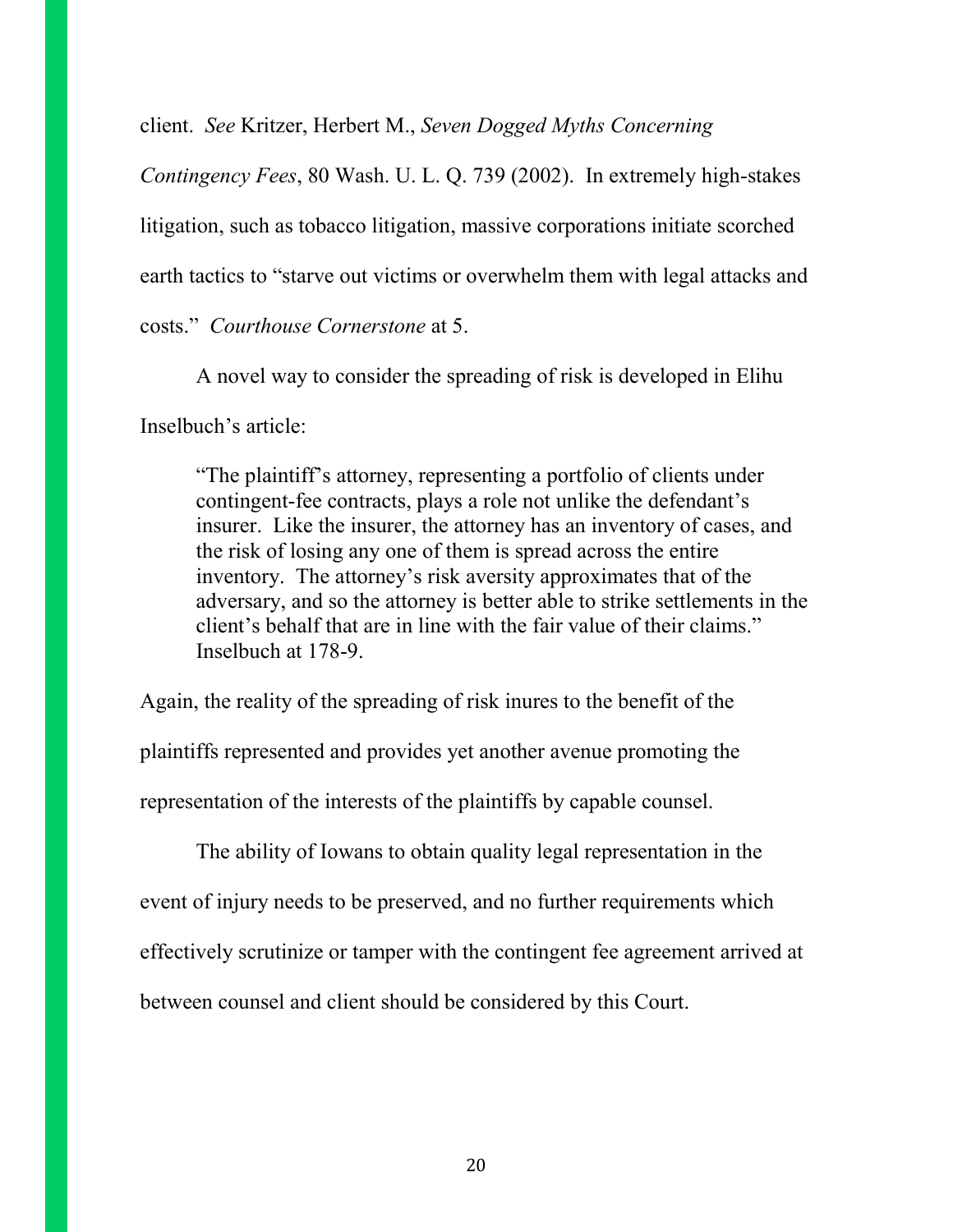client. *See* Kritzer, Herbert M., *Seven Dogged Myths Concerning Contingency Fees*, 80 Wash. U. L. Q. 739 (2002). In extremely high-stakes litigation, such as tobacco litigation, massive corporations initiate scorched earth tactics to "starve out victims or overwhelm them with legal attacks and costs." *Courthouse Cornerstone* at 5.

A novel way to consider the spreading of risk is developed in Elihu Inselbuch's article:

> "The plaintiff's attorney, representing a portfolio of clients under contingent-fee contracts, plays a role not unlike the defendant's insurer. Like the insurer, the attorney has an inventory of cases, and the risk of losing any one of them is spread across the entire inventory. The attorney's risk aversity approximates that of the adversary, and so the attorney is better able to strike settlements in the client's behalf that are in line with the fair value of their claims." Inselbuch at 178-9.

Again, the reality of the spreading of risk inures to the benefit of the plaintiffs represented and provides yet another avenue promoting the representation of the interests of the plaintiffs by capable counsel.

The ability of Iowans to obtain quality legal representation in the event of injury needs to be preserved, and no further requirements which effectively scrutinize or tamper with the contingent fee agreement arrived at between counsel and client should be considered by this Court.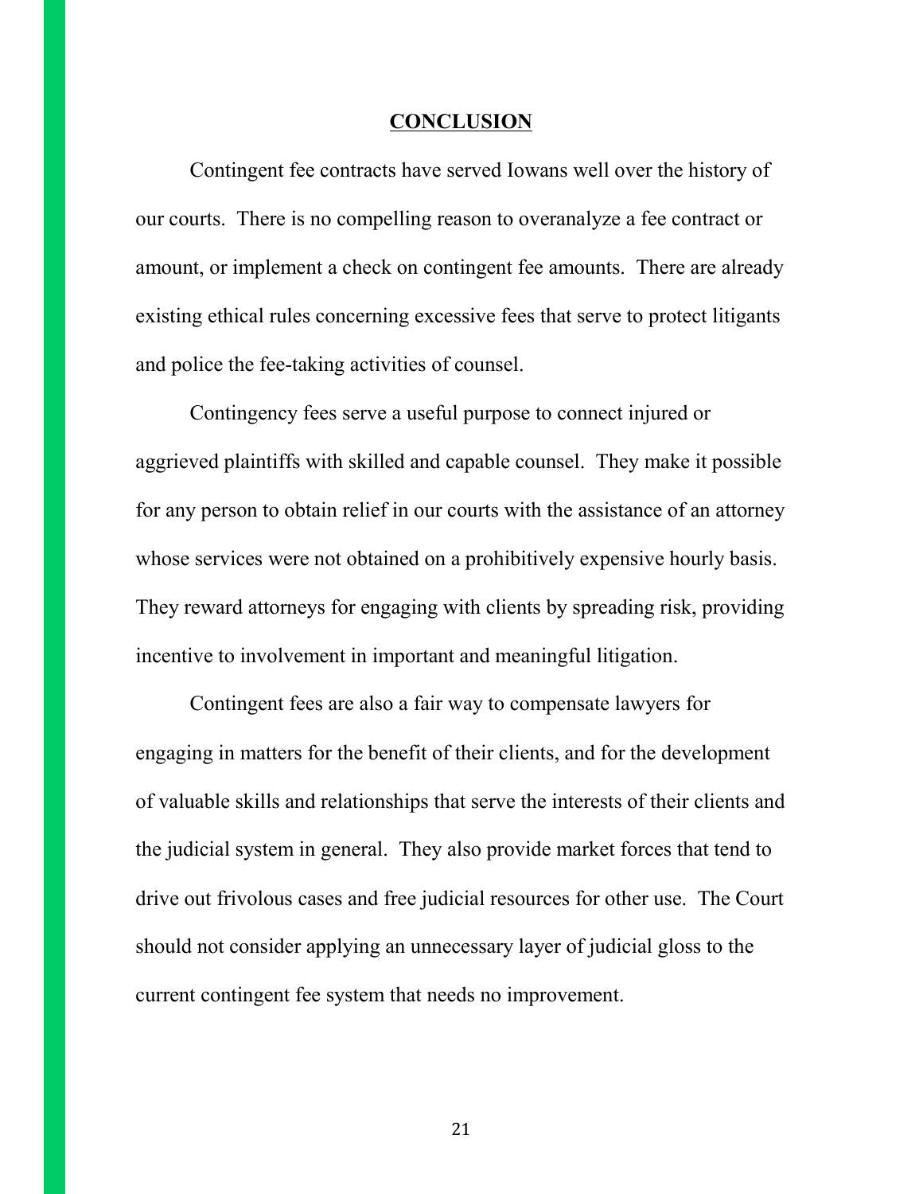## CONCLUSION

Contingent fee contracts have served Iowans well over the history of our courts. There is no compelling reason to overanalyze a fee contract or amount, or implement a check on contingent fee amounts. There are already existing ethical rules concerning excessive fees that serve to protect litigants and police the fee-taking activities of counsel.

Contingency fees serve a useful purpose to connect injured or aggrieved plaintiffs with skilled and capable counsel. They make it possible for any person to obtain relief in our courts with the assistance of an attorney whose services were not obtained on a prohibitively expensive hourly basis. They reward attorneys for engaging with clients by spreading risk, providing incentive to involvement in important and meaningful litigation.

Contingent fees are also a fair way to compensate lawyers for engaging in matters for the benefit of their clients, and for the development of valuable skills and relationships that serve the interests of their clients and the judicial system in general. They also provide market forces that tend to drive out frivolous cases and free judicial resources for other use. The Court should not consider applying an unnecessary layer of judicial gloss to the current contingent fee system that needs no improvement.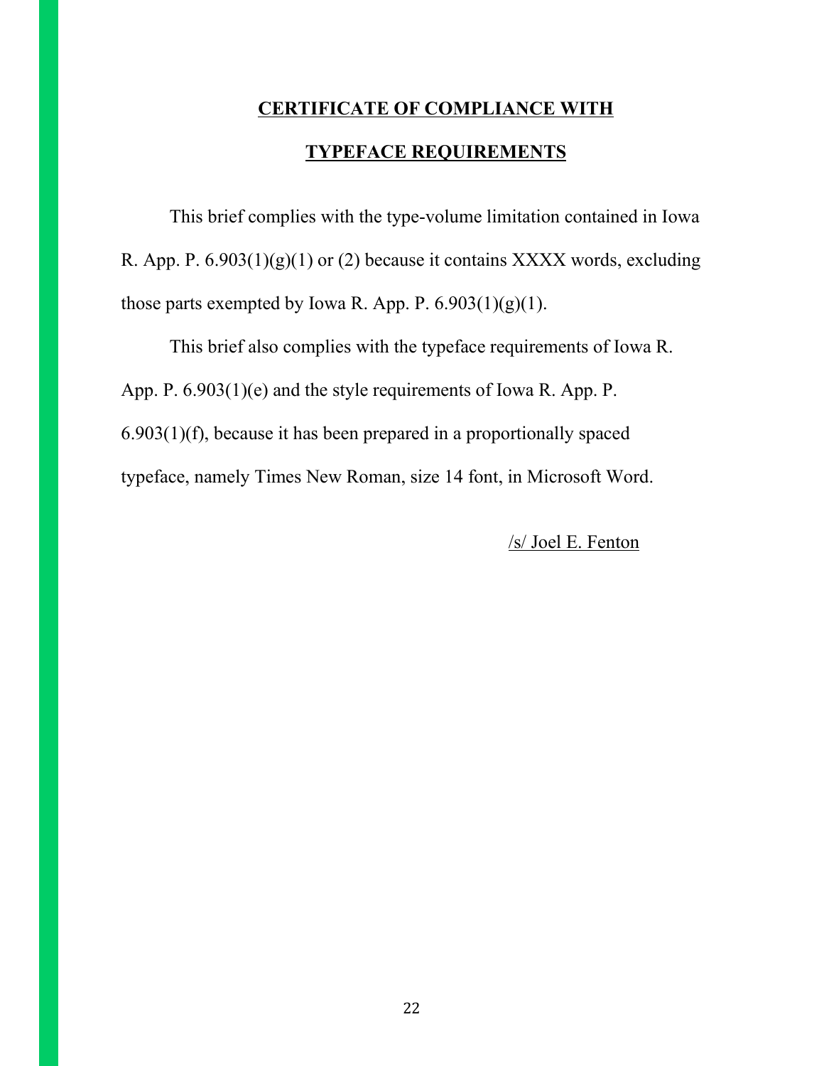## CERTIFICATE OF COMPLIANCE WITH TYPEFACE REQUIREMENTS

This brief complies with the type-volume limitation contained in Iowa R. App. P. 6.903(1)(g)(1) or (2) because it contains XXXX words, excluding those parts exempted by Iowa R. App. P. 6.903(1)(g)(1).

This brief also complies with the typeface requirements of Iowa R. App. P. 6.903(1)(e) and the style requirements of Iowa R. App. P. 6.903(1)(f), because it has been prepared in a proportionally spaced typeface, namely Times New Roman, size 14 font, in Microsoft Word.

/s/ Joel E. Fenton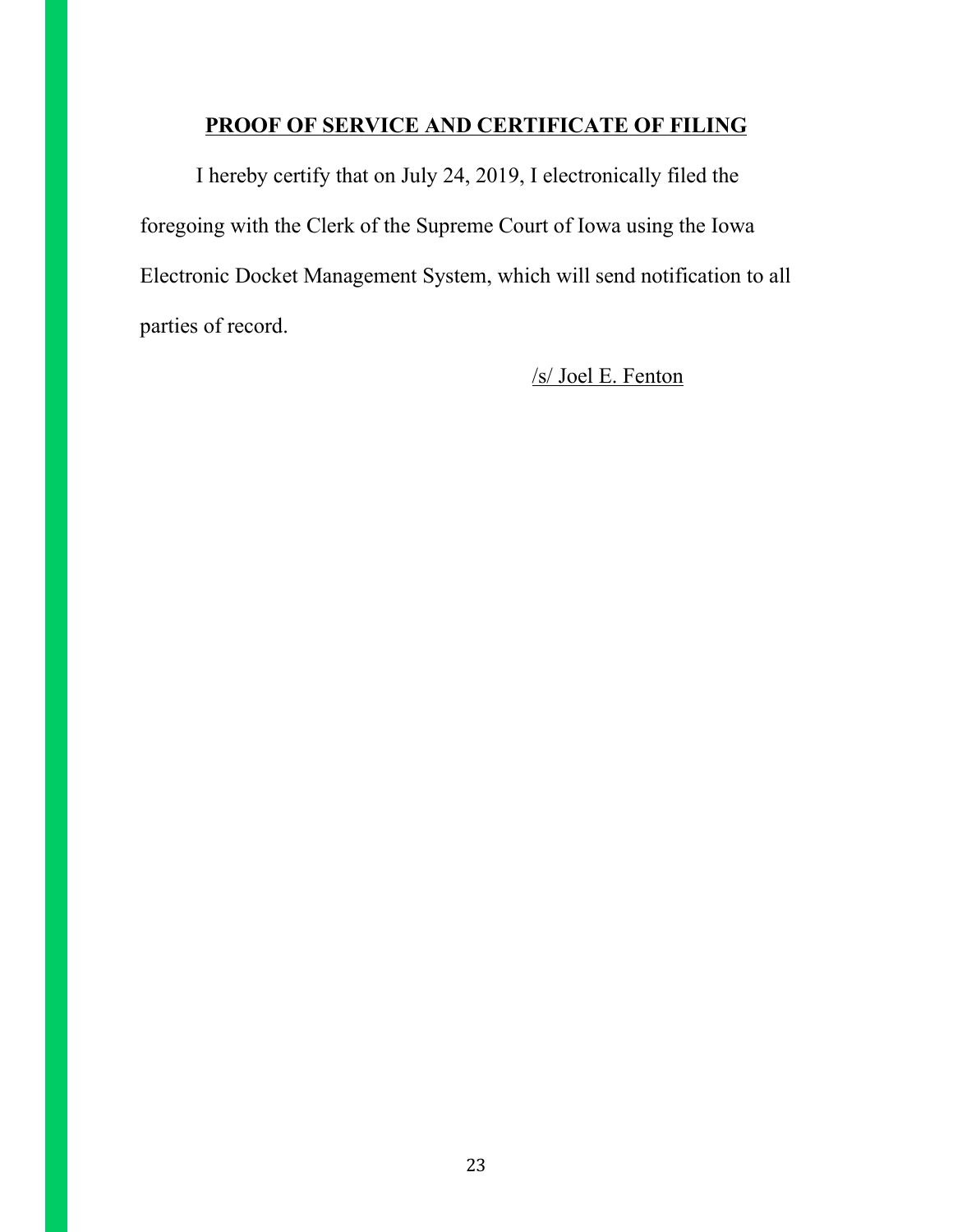## **PROOF OF SERVICE AND CERTIFICATE OF FILING**

I hereby certify that on July 24, 2019, I electronically filed the foregoing with the Clerk of the Supreme Court of Iowa using the Iowa Electronic Docket Management System, which will send notification to all parties of record.

/s/ Joel E. Fenton